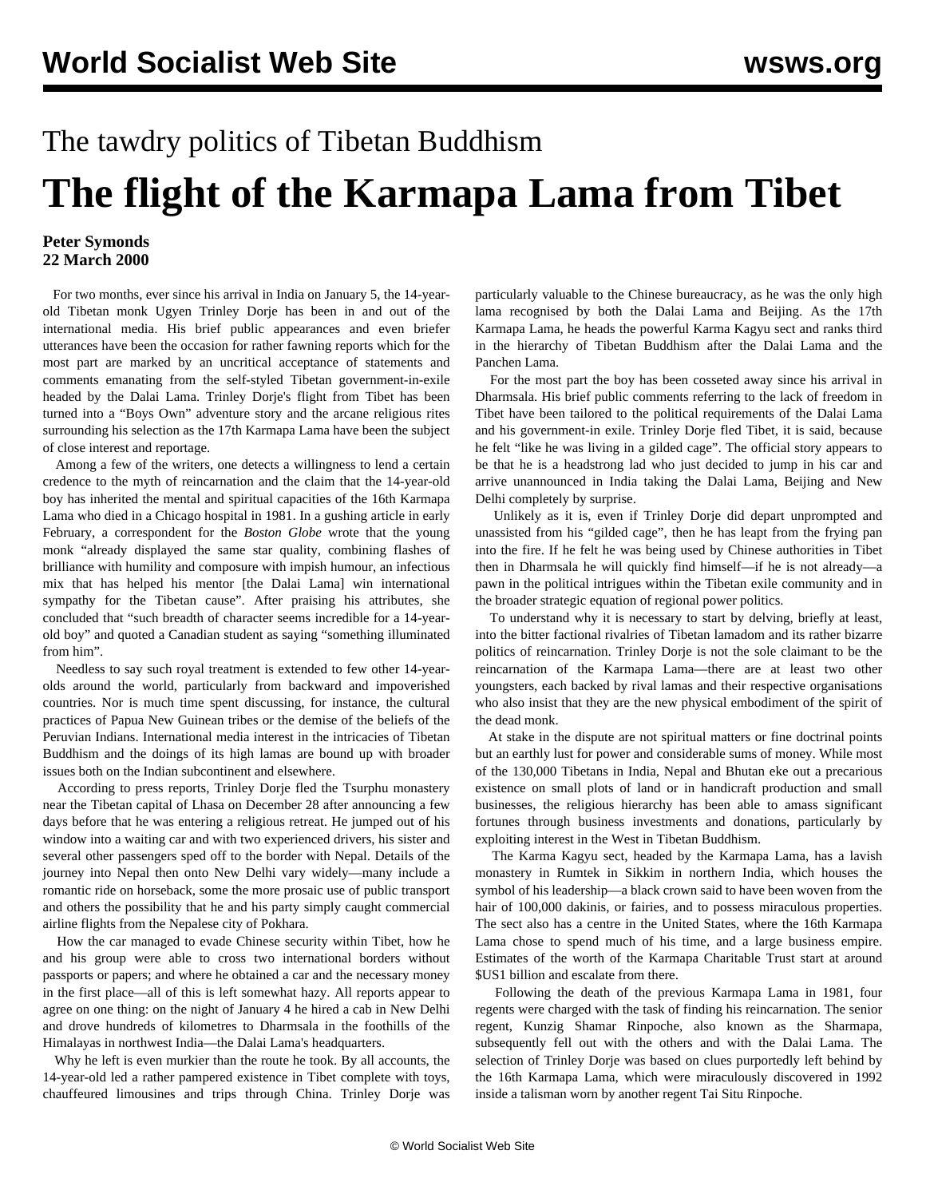The tawdry politics of Tibetan Buddhism

# The flight of the Karmapa Lama from Tibet

**Peter Symonds**
**22 March 2000**

For two months, ever since his arrival in India on January 5, the 14-year-old Tibetan monk Ugyen Trinley Dorje has been in and out of the international media. His brief public appearances and even briefer utterances have been the occasion for rather fawning reports which for the most part are marked by an uncritical acceptance of statements and comments emanating from the self-styled Tibetan government-in-exile headed by the Dalai Lama. Trinley Dorje's flight from Tibet has been turned into a "Boys Own" adventure story and the arcane religious rites surrounding his selection as the 17th Karmapa Lama have been the subject of close interest and reportage.

Among a few of the writers, one detects a willingness to lend a certain credence to the myth of reincarnation and the claim that the 14-year-old boy has inherited the mental and spiritual capacities of the 16th Karmapa Lama who died in a Chicago hospital in 1981. In a gushing article in early February, a correspondent for the *Boston Globe* wrote that the young monk "already displayed the same star quality, combining flashes of brilliance with humility and composure with impish humour, an infectious mix that has helped his mentor [the Dalai Lama] win international sympathy for the Tibetan cause". After praising his attributes, she concluded that "such breadth of character seems incredible for a 14-year-old boy" and quoted a Canadian student as saying "something illuminated from him".

Needless to say such royal treatment is extended to few other 14-year-olds around the world, particularly from backward and impoverished countries. Nor is much time spent discussing, for instance, the cultural practices of Papua New Guinean tribes or the demise of the beliefs of the Peruvian Indians. International media interest in the intricacies of Tibetan Buddhism and the doings of its high lamas are bound up with broader issues both on the Indian subcontinent and elsewhere.

According to press reports, Trinley Dorje fled the Tsurphu monastery near the Tibetan capital of Lhasa on December 28 after announcing a few days before that he was entering a religious retreat. He jumped out of his window into a waiting car and with two experienced drivers, his sister and several other passengers sped off to the border with Nepal. Details of the journey into Nepal then onto New Delhi vary widely—many include a romantic ride on horseback, some the more prosaic use of public transport and others the possibility that he and his party simply caught commercial airline flights from the Nepalese city of Pokhara.

How the car managed to evade Chinese security within Tibet, how he and his group were able to cross two international borders without passports or papers; and where he obtained a car and the necessary money in the first place—all of this is left somewhat hazy. All reports appear to agree on one thing: on the night of January 4 he hired a cab in New Delhi and drove hundreds of kilometres to Dharmsala in the foothills of the Himalayas in northwest India—the Dalai Lama's headquarters.

Why he left is even murkier than the route he took. By all accounts, the 14-year-old led a rather pampered existence in Tibet complete with toys, chauffeured limousines and trips through China. Trinley Dorje was particularly valuable to the Chinese bureaucracy, as he was the only high lama recognised by both the Dalai Lama and Beijing. As the 17th Karmapa Lama, he heads the powerful Karma Kagyu sect and ranks third in the hierarchy of Tibetan Buddhism after the Dalai Lama and the Panchen Lama.

For the most part the boy has been cosseted away since his arrival in Dharmsala. His brief public comments referring to the lack of freedom in Tibet have been tailored to the political requirements of the Dalai Lama and his government-in exile. Trinley Dorje fled Tibet, it is said, because he felt "like he was living in a gilded cage". The official story appears to be that he is a headstrong lad who just decided to jump in his car and arrive unannounced in India taking the Dalai Lama, Beijing and New Delhi completely by surprise.

Unlikely as it is, even if Trinley Dorje did depart unprompted and unassisted from his "gilded cage", then he has leapt from the frying pan into the fire. If he felt he was being used by Chinese authorities in Tibet then in Dharmsala he will quickly find himself—if he is not already—a pawn in the political intrigues within the Tibetan exile community and in the broader strategic equation of regional power politics.

To understand why it is necessary to start by delving, briefly at least, into the bitter factional rivalries of Tibetan lamadom and its rather bizarre politics of reincarnation. Trinley Dorje is not the sole claimant to be the reincarnation of the Karmapa Lama—there are at least two other youngsters, each backed by rival lamas and their respective organisations who also insist that they are the new physical embodiment of the spirit of the dead monk.

At stake in the dispute are not spiritual matters or fine doctrinal points but an earthly lust for power and considerable sums of money. While most of the 130,000 Tibetans in India, Nepal and Bhutan eke out a precarious existence on small plots of land or in handicraft production and small businesses, the religious hierarchy has been able to amass significant fortunes through business investments and donations, particularly by exploiting interest in the West in Tibetan Buddhism.

The Karma Kagyu sect, headed by the Karmapa Lama, has a lavish monastery in Rumtek in Sikkim in northern India, which houses the symbol of his leadership—a black crown said to have been woven from the hair of 100,000 dakinis, or fairies, and to possess miraculous properties. The sect also has a centre in the United States, where the 16th Karmapa Lama chose to spend much of his time, and a large business empire. Estimates of the worth of the Karmapa Charitable Trust start at around $US1 billion and escalate from there.

Following the death of the previous Karmapa Lama in 1981, four regents were charged with the task of finding his reincarnation. The senior regent, Kunzig Shamar Rinpoche, also known as the Sharmapa, subsequently fell out with the others and with the Dalai Lama. The selection of Trinley Dorje was based on clues purportedly left behind by the 16th Karmapa Lama, which were miraculously discovered in 1992 inside a talisman worn by another regent Tai Situ Rinpoche.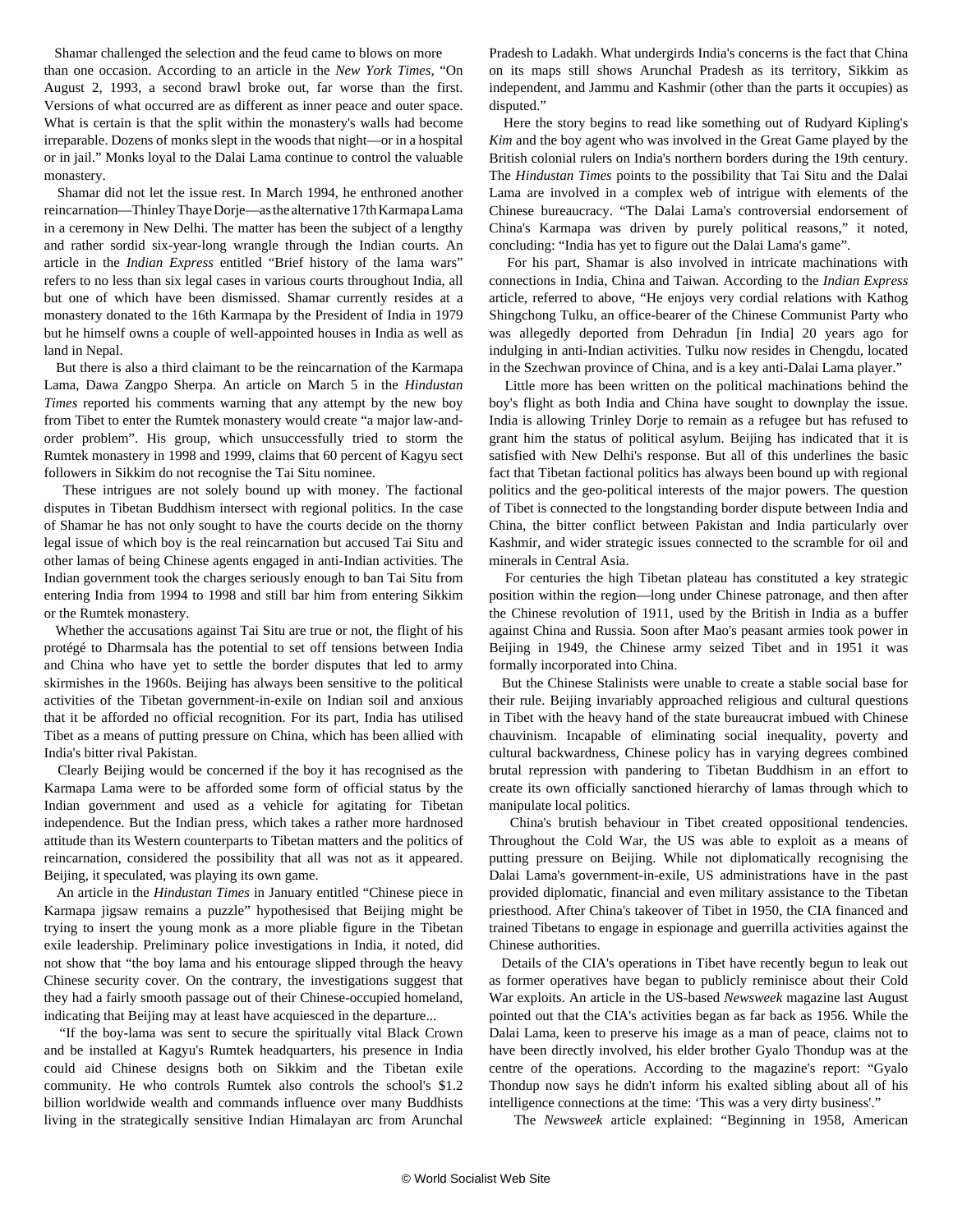Shamar challenged the selection and the feud came to blows on more than one occasion. According to an article in the *New York Times*, "On August 2, 1993, a second brawl broke out, far worse than the first. Versions of what occurred are as different as inner peace and outer space. What is certain is that the split within the monastery's walls had become irreparable. Dozens of monks slept in the woods that night—or in a hospital or in jail." Monks loyal to the Dalai Lama continue to control the valuable monastery.

Shamar did not let the issue rest. In March 1994, he enthroned another reincarnation—Thinley Thaye Dorje—as the alternative 17th Karmapa Lama in a ceremony in New Delhi. The matter has been the subject of a lengthy and rather sordid six-year-long wrangle through the Indian courts. An article in the *Indian Express* entitled "Brief history of the lama wars" refers to no less than six legal cases in various courts throughout India, all but one of which have been dismissed. Shamar currently resides at a monastery donated to the 16th Karmapa by the President of India in 1979 but he himself owns a couple of well-appointed houses in India as well as land in Nepal.

But there is also a third claimant to be the reincarnation of the Karmapa Lama, Dawa Zangpo Sherpa. An article on March 5 in the *Hindustan Times* reported his comments warning that any attempt by the new boy from Tibet to enter the Rumtek monastery would create "a major law-and-order problem". His group, which unsuccessfully tried to storm the Rumtek monastery in 1998 and 1999, claims that 60 percent of Kagyu sect followers in Sikkim do not recognise the Tai Situ nominee.

These intrigues are not solely bound up with money. The factional disputes in Tibetan Buddhism intersect with regional politics. In the case of Shamar he has not only sought to have the courts decide on the thorny legal issue of which boy is the real reincarnation but accused Tai Situ and other lamas of being Chinese agents engaged in anti-Indian activities. The Indian government took the charges seriously enough to ban Tai Situ from entering India from 1994 to 1998 and still bar him from entering Sikkim or the Rumtek monastery.

Whether the accusations against Tai Situ are true or not, the flight of his protégé to Dharmsala has the potential to set off tensions between India and China who have yet to settle the border disputes that led to army skirmishes in the 1960s. Beijing has always been sensitive to the political activities of the Tibetan government-in-exile on Indian soil and anxious that it be afforded no official recognition. For its part, India has utilised Tibet as a means of putting pressure on China, which has been allied with India's bitter rival Pakistan.

Clearly Beijing would be concerned if the boy it has recognised as the Karmapa Lama were to be afforded some form of official status by the Indian government and used as a vehicle for agitating for Tibetan independence. But the Indian press, which takes a rather more hardnosed attitude than its Western counterparts to Tibetan matters and the politics of reincarnation, considered the possibility that all was not as it appeared. Beijing, it speculated, was playing its own game.

An article in the *Hindustan Times* in January entitled "Chinese piece in Karmapa jigsaw remains a puzzle" hypothesised that Beijing might be trying to insert the young monk as a more pliable figure in the Tibetan exile leadership. Preliminary police investigations in India, it noted, did not show that "the boy lama and his entourage slipped through the heavy Chinese security cover. On the contrary, the investigations suggest that they had a fairly smooth passage out of their Chinese-occupied homeland, indicating that Beijing may at least have acquiesced in the departure...

"If the boy-lama was sent to secure the spiritually vital Black Crown and be installed at Kagyu's Rumtek headquarters, his presence in India could aid Chinese designs both on Sikkim and the Tibetan exile community. He who controls Rumtek also controls the school's $1.2 billion worldwide wealth and commands influence over many Buddhists living in the strategically sensitive Indian Himalayan arc from Arunchal Pradesh to Ladakh. What undergirds India's concerns is the fact that China on its maps still shows Arunchal Pradesh as its territory, Sikkim as independent, and Jammu and Kashmir (other than the parts it occupies) as disputed."

Here the story begins to read like something out of Rudyard Kipling's *Kim* and the boy agent who was involved in the Great Game played by the British colonial rulers on India's northern borders during the 19th century. The *Hindustan Times* points to the possibility that Tai Situ and the Dalai Lama are involved in a complex web of intrigue with elements of the Chinese bureaucracy. "The Dalai Lama's controversial endorsement of China's Karmapa was driven by purely political reasons," it noted, concluding: "India has yet to figure out the Dalai Lama's game".

For his part, Shamar is also involved in intricate machinations with connections in India, China and Taiwan. According to the *Indian Express* article, referred to above, "He enjoys very cordial relations with Kathog Shingchong Tulku, an office-bearer of the Chinese Communist Party who was allegedly deported from Dehradun [in India] 20 years ago for indulging in anti-Indian activities. Tulku now resides in Chengdu, located in the Szechwan province of China, and is a key anti-Dalai Lama player."

Little more has been written on the political machinations behind the boy's flight as both India and China have sought to downplay the issue. India is allowing Trinley Dorje to remain as a refugee but has refused to grant him the status of political asylum. Beijing has indicated that it is satisfied with New Delhi's response. But all of this underlines the basic fact that Tibetan factional politics has always been bound up with regional politics and the geo-political interests of the major powers. The question of Tibet is connected to the longstanding border dispute between India and China, the bitter conflict between Pakistan and India particularly over Kashmir, and wider strategic issues connected to the scramble for oil and minerals in Central Asia.

For centuries the high Tibetan plateau has constituted a key strategic position within the region—long under Chinese patronage, and then after the Chinese revolution of 1911, used by the British in India as a buffer against China and Russia. Soon after Mao's peasant armies took power in Beijing in 1949, the Chinese army seized Tibet and in 1951 it was formally incorporated into China.

But the Chinese Stalinists were unable to create a stable social base for their rule. Beijing invariably approached religious and cultural questions in Tibet with the heavy hand of the state bureaucrat imbued with Chinese chauvinism. Incapable of eliminating social inequality, poverty and cultural backwardness, Chinese policy has in varying degrees combined brutal repression with pandering to Tibetan Buddhism in an effort to create its own officially sanctioned hierarchy of lamas through which to manipulate local politics.

China's brutish behaviour in Tibet created oppositional tendencies. Throughout the Cold War, the US was able to exploit as a means of putting pressure on Beijing. While not diplomatically recognising the Dalai Lama's government-in-exile, US administrations have in the past provided diplomatic, financial and even military assistance to the Tibetan priesthood. After China's takeover of Tibet in 1950, the CIA financed and trained Tibetans to engage in espionage and guerrilla activities against the Chinese authorities.

Details of the CIA's operations in Tibet have recently begun to leak out as former operatives have began to publicly reminisce about their Cold War exploits. An article in the US-based *Newsweek* magazine last August pointed out that the CIA's activities began as far back as 1956. While the Dalai Lama, keen to preserve his image as a man of peace, claims not to have been directly involved, his elder brother Gyalo Thondup was at the centre of the operations. According to the magazine's report: "Gyalo Thondup now says he didn't inform his exalted sibling about all of his intelligence connections at the time: 'This was a very dirty business'."

The *Newsweek* article explained: "Beginning in 1958, American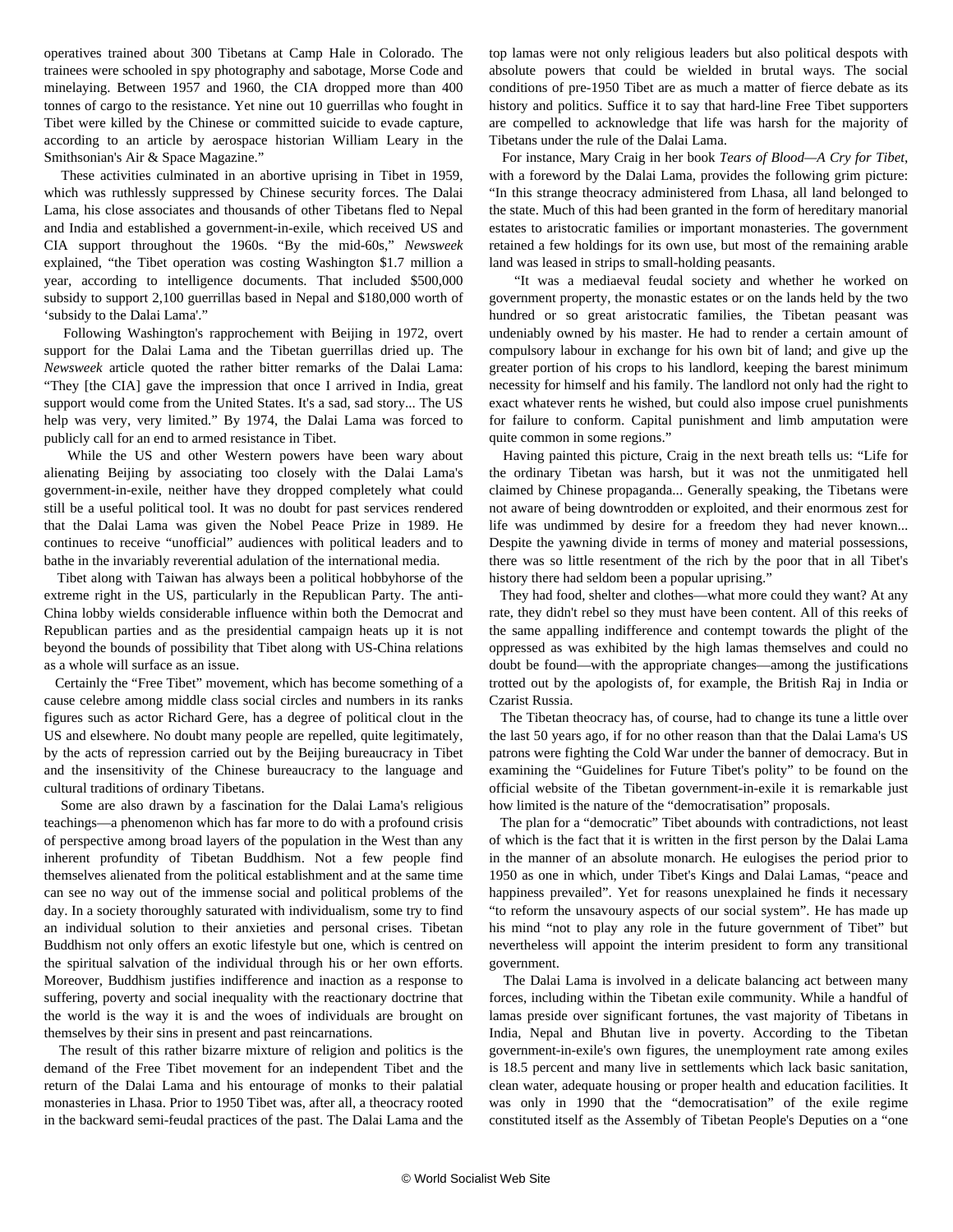operatives trained about 300 Tibetans at Camp Hale in Colorado. The trainees were schooled in spy photography and sabotage, Morse Code and minelaying. Between 1957 and 1960, the CIA dropped more than 400 tonnes of cargo to the resistance. Yet nine out 10 guerrillas who fought in Tibet were killed by the Chinese or committed suicide to evade capture, according to an article by aerospace historian William Leary in the Smithsonian's Air & Space Magazine."

These activities culminated in an abortive uprising in Tibet in 1959, which was ruthlessly suppressed by Chinese security forces. The Dalai Lama, his close associates and thousands of other Tibetans fled to Nepal and India and established a government-in-exile, which received US and CIA support throughout the 1960s. "By the mid-60s," *Newsweek* explained, "the Tibet operation was costing Washington $1.7 million a year, according to intelligence documents. That included $500,000 subsidy to support 2,100 guerrillas based in Nepal and $180,000 worth of 'subsidy to the Dalai Lama'."

Following Washington's rapprochement with Beijing in 1972, overt support for the Dalai Lama and the Tibetan guerrillas dried up. The *Newsweek* article quoted the rather bitter remarks of the Dalai Lama: "They [the CIA] gave the impression that once I arrived in India, great support would come from the United States. It's a sad, sad story... The US help was very, very limited." By 1974, the Dalai Lama was forced to publicly call for an end to armed resistance in Tibet.

While the US and other Western powers have been wary about alienating Beijing by associating too closely with the Dalai Lama's government-in-exile, neither have they dropped completely what could still be a useful political tool. It was no doubt for past services rendered that the Dalai Lama was given the Nobel Peace Prize in 1989. He continues to receive "unofficial" audiences with political leaders and to bathe in the invariably reverential adulation of the international media.

Tibet along with Taiwan has always been a political hobbyhorse of the extreme right in the US, particularly in the Republican Party. The anti-China lobby wields considerable influence within both the Democrat and Republican parties and as the presidential campaign heats up it is not beyond the bounds of possibility that Tibet along with US-China relations as a whole will surface as an issue.

Certainly the "Free Tibet" movement, which has become something of a cause celebre among middle class social circles and numbers in its ranks figures such as actor Richard Gere, has a degree of political clout in the US and elsewhere. No doubt many people are repelled, quite legitimately, by the acts of repression carried out by the Beijing bureaucracy in Tibet and the insensitivity of the Chinese bureaucracy to the language and cultural traditions of ordinary Tibetans.

Some are also drawn by a fascination for the Dalai Lama's religious teachings—a phenomenon which has far more to do with a profound crisis of perspective among broad layers of the population in the West than any inherent profundity of Tibetan Buddhism. Not a few people find themselves alienated from the political establishment and at the same time can see no way out of the immense social and political problems of the day. In a society thoroughly saturated with individualism, some try to find an individual solution to their anxieties and personal crises. Tibetan Buddhism not only offers an exotic lifestyle but one, which is centred on the spiritual salvation of the individual through his or her own efforts. Moreover, Buddhism justifies indifference and inaction as a response to suffering, poverty and social inequality with the reactionary doctrine that the world is the way it is and the woes of individuals are brought on themselves by their sins in present and past reincarnations.

The result of this rather bizarre mixture of religion and politics is the demand of the Free Tibet movement for an independent Tibet and the return of the Dalai Lama and his entourage of monks to their palatial monasteries in Lhasa. Prior to 1950 Tibet was, after all, a theocracy rooted in the backward semi-feudal practices of the past. The Dalai Lama and the top lamas were not only religious leaders but also political despots with absolute powers that could be wielded in brutal ways. The social conditions of pre-1950 Tibet are as much a matter of fierce debate as its history and politics. Suffice it to say that hard-line Free Tibet supporters are compelled to acknowledge that life was harsh for the majority of Tibetans under the rule of the Dalai Lama.

For instance, Mary Craig in her book *Tears of Blood—A Cry for Tibet*, with a foreword by the Dalai Lama, provides the following grim picture: "In this strange theocracy administered from Lhasa, all land belonged to the state. Much of this had been granted in the form of hereditary manorial estates to aristocratic families or important monasteries. The government retained a few holdings for its own use, but most of the remaining arable land was leased in strips to small-holding peasants.

"It was a mediaeval feudal society and whether he worked on government property, the monastic estates or on the lands held by the two hundred or so great aristocratic families, the Tibetan peasant was undeniably owned by his master. He had to render a certain amount of compulsory labour in exchange for his own bit of land; and give up the greater portion of his crops to his landlord, keeping the barest minimum necessity for himself and his family. The landlord not only had the right to exact whatever rents he wished, but could also impose cruel punishments for failure to conform. Capital punishment and limb amputation were quite common in some regions."

Having painted this picture, Craig in the next breath tells us: "Life for the ordinary Tibetan was harsh, but it was not the unmitigated hell claimed by Chinese propaganda... Generally speaking, the Tibetans were not aware of being downtrodden or exploited, and their enormous zest for life was undimmed by desire for a freedom they had never known... Despite the yawning divide in terms of money and material possessions, there was so little resentment of the rich by the poor that in all Tibet's history there had seldom been a popular uprising."

They had food, shelter and clothes—what more could they want? At any rate, they didn't rebel so they must have been content. All of this reeks of the same appalling indifference and contempt towards the plight of the oppressed as was exhibited by the high lamas themselves and could no doubt be found—with the appropriate changes—among the justifications trotted out by the apologists of, for example, the British Raj in India or Czarist Russia.

The Tibetan theocracy has, of course, had to change its tune a little over the last 50 years ago, if for no other reason than that the Dalai Lama's US patrons were fighting the Cold War under the banner of democracy. But in examining the "Guidelines for Future Tibet's polity" to be found on the official website of the Tibetan government-in-exile it is remarkable just how limited is the nature of the "democratisation" proposals.

The plan for a "democratic" Tibet abounds with contradictions, not least of which is the fact that it is written in the first person by the Dalai Lama in the manner of an absolute monarch. He eulogises the period prior to 1950 as one in which, under Tibet's Kings and Dalai Lamas, "peace and happiness prevailed". Yet for reasons unexplained he finds it necessary "to reform the unsavoury aspects of our social system". He has made up his mind "not to play any role in the future government of Tibet" but nevertheless will appoint the interim president to form any transitional government.

The Dalai Lama is involved in a delicate balancing act between many forces, including within the Tibetan exile community. While a handful of lamas preside over significant fortunes, the vast majority of Tibetans in India, Nepal and Bhutan live in poverty. According to the Tibetan government-in-exile's own figures, the unemployment rate among exiles is 18.5 percent and many live in settlements which lack basic sanitation, clean water, adequate housing or proper health and education facilities. It was only in 1990 that the "democratisation" of the exile regime constituted itself as the Assembly of Tibetan People's Deputies on a "one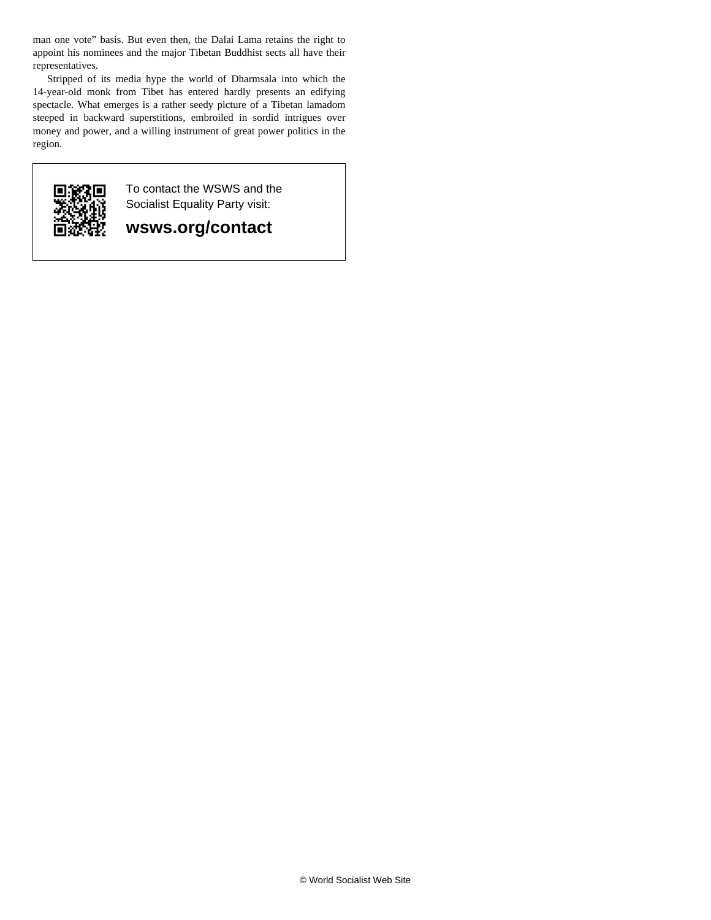man one vote" basis. But even then, the Dalai Lama retains the right to appoint his nominees and the major Tibetan Buddhist sects all have their representatives.

Stripped of its media hype the world of Dharmsala into which the 14-year-old monk from Tibet has entered hardly presents an edifying spectacle. What emerges is a rather seedy picture of a Tibetan lamadom steeped in backward superstitions, embroiled in sordid intrigues over money and power, and a willing instrument of great power politics in the region.

To contact the WSWS and the Socialist Equality Party visit:

**wsws.org/contact**